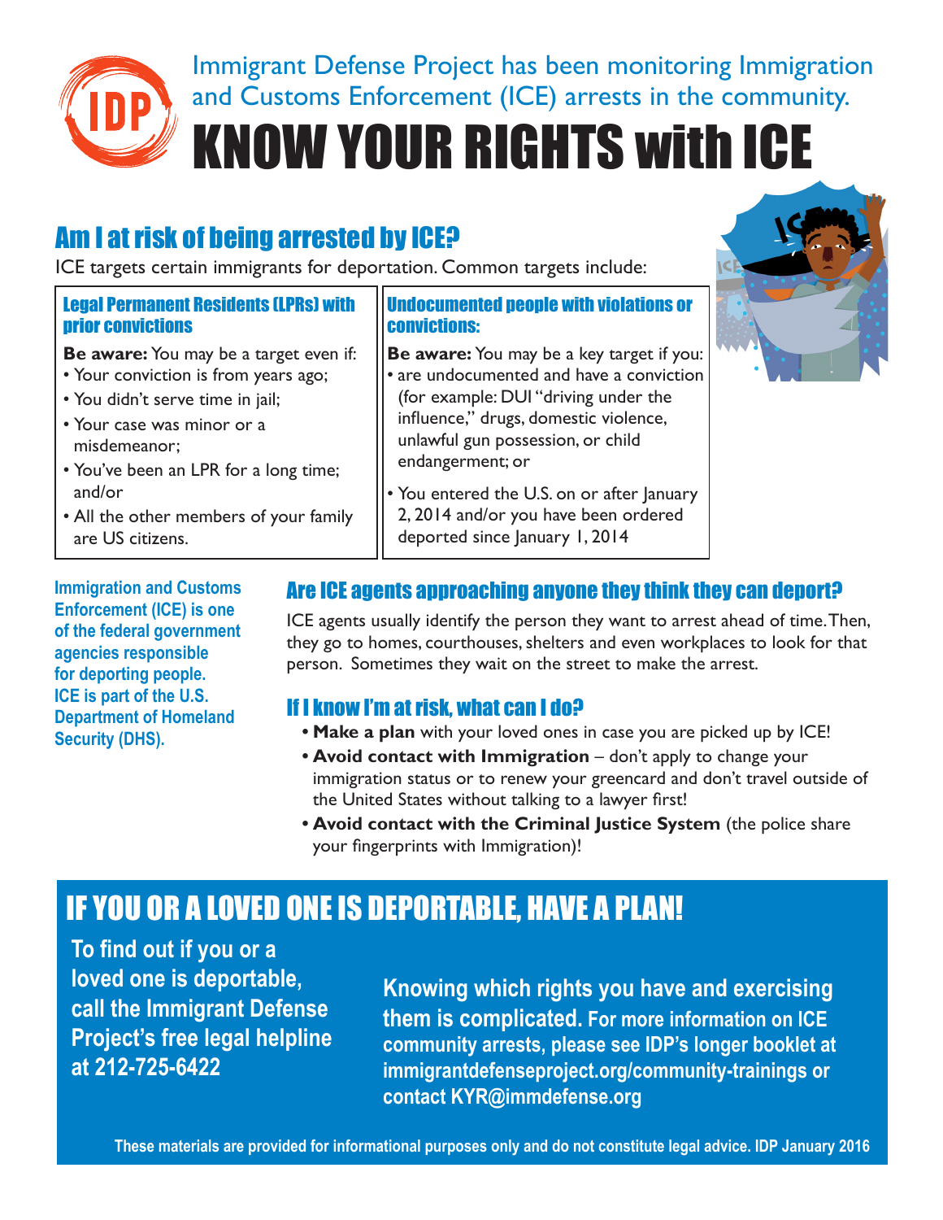Immigrant Defense Project has been monitoring Immigration and Customs Enforcement (ICE) arrests in the community.

# KNOW YOUR RIGHTS with ICE

## Am I at risk of being arrested by ICE?

ICE targets certain immigrants for deportation. Common targets include:

### Legal Permanent Residents (LPRs) with prior convictions

**Be aware:** You may be a target even if:

- Your conviction is from years ago;
- You didn't serve time in jail;
- Your case was minor or a misdemeanor;
- You've been an LPR for a long time; and/or
- All the other members of your family are US citizens.

### Undocumented people with violations or convictions:

**Be aware:** You may be a key target if you:

- are undocumented and have a conviction (for example: DUI "driving under the influence," drugs, domestic violence, unlawful gun possession, or child endangerment; or
- You entered the U.S. on or after January 2, 2014 and/or you have been ordered deported since January 1, 2014

**Immigration and Customs Enforcement (ICE) is one of the federal government agencies responsible for deporting people. ICE is part of the U.S. Department of Homeland Security (DHS).**

## Are ICE agents approaching anyone they think they can deport?

ICE agents usually identify the person they want to arrest ahead of time. Then, they go to homes, courthouses, shelters and even workplaces to look for that person. Sometimes they wait on the street to make the arrest.

## If I know I'm at risk, what can I do?

- **Make a plan** with your loved ones in case you are picked up by ICE!
- **Avoid contact with Immigration** – don't apply to change your immigration status or to renew your greencard and don't travel outside of the United States without talking to a lawyer first!
- **Avoid contact with the Criminal Justice System** (the police share your fingerprints with Immigration)!

## IF YOU OR A LOVED ONE IS DEPORTABLE, HAVE A PLAN!

**To find out if you or a loved one is deportable, call the Immigrant Defense Project's free legal helpline at 212-725-6422**

**Knowing which rights you have and exercising them is complicated. For more information on ICE community arrests, please see IDP's longer booklet at immigrantdefenseproject.org/community-trainings or contact KYR@immdefense.org**

**These materials are provided for informational purposes only and do not constitute legal advice. IDP January 2016**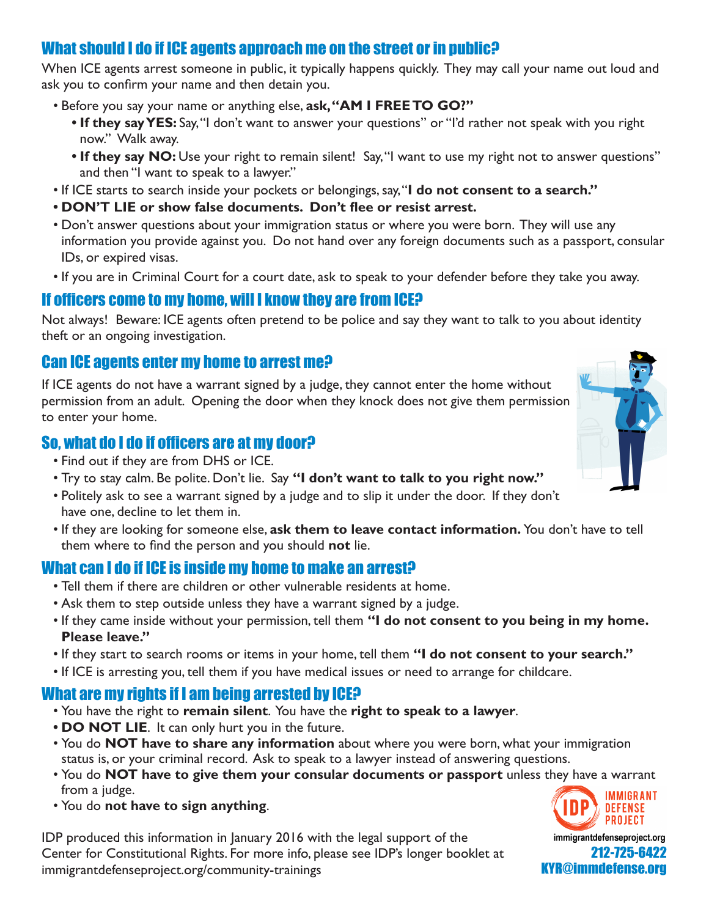## What should I do if ICE agents approach me on the street or in public?

When ICE agents arrest someone in public, it typically happens quickly. They may call your name out loud and ask you to confirm your name and then detain you.

- Before you say your name or anything else, **ask, "AM I FREE TO GO?"**
  - **If they say YES:** Say, "I don't want to answer your questions" or "I'd rather not speak with you right now." Walk away.
  - **If they say NO:** Use your right to remain silent! Say, "I want to use my right not to answer questions" and then "I want to speak to a lawyer."
- If ICE starts to search inside your pockets or belongings, say, "**I do not consent to a search.**"
- **DON'T LIE or show false documents. Don't flee or resist arrest.**
- Don't answer questions about your immigration status or where you were born. They will use any information you provide against you. Do not hand over any foreign documents such as a passport, consular IDs, or expired visas.
- If you are in Criminal Court for a court date, ask to speak to your defender before they take you away.

## If officers come to my home, will I know they are from ICE?

Not always! Beware: ICE agents often pretend to be police and say they want to talk to you about identity theft or an ongoing investigation.

## Can ICE agents enter my home to arrest me?

If ICE agents do not have a warrant signed by a judge, they cannot enter the home without permission from an adult. Opening the door when they knock does not give them permission to enter your home.

## So, what do I do if officers are at my door?

- Find out if they are from DHS or ICE.
- Try to stay calm. Be polite. Don't lie. Say **"I don't want to talk to you right now."**
- Politely ask to see a warrant signed by a judge and to slip it under the door. If they don't have one, decline to let them in.
- If they are looking for someone else, **ask them to leave contact information.** You don't have to tell them where to find the person and you should **not** lie.

## What can I do if ICE is inside my home to make an arrest?

- Tell them if there are children or other vulnerable residents at home.
- Ask them to step outside unless they have a warrant signed by a judge.
- If they came inside without your permission, tell them **"I do not consent to you being in my home. Please leave."**
- If they start to search rooms or items in your home, tell them **"I do not consent to your search."**
- If ICE is arresting you, tell them if you have medical issues or need to arrange for childcare.

## What are my rights if I am being arrested by ICE?

- You have the right to **remain silent**. You have the **right to speak to a lawyer**.
- **DO NOT LIE**. It can only hurt you in the future.
- You do **NOT have to share any information** about where you were born, what your immigration status is, or your criminal record. Ask to speak to a lawyer instead of answering questions.
- You do **NOT have to give them your consular documents or passport** unless they have a warrant from a judge.
- You do **not have to sign anything**.

IDP produced this information in January 2016 with the legal support of the Center for Constitutional Rights. For more info, please see IDP's longer booklet at immigrantdefenseproject.org/community-trainings

IDP IMMIGRANT DEFENSE PROJECT
immigrantdefenseproject.org
212-725-6422
KYR@immdefense.org